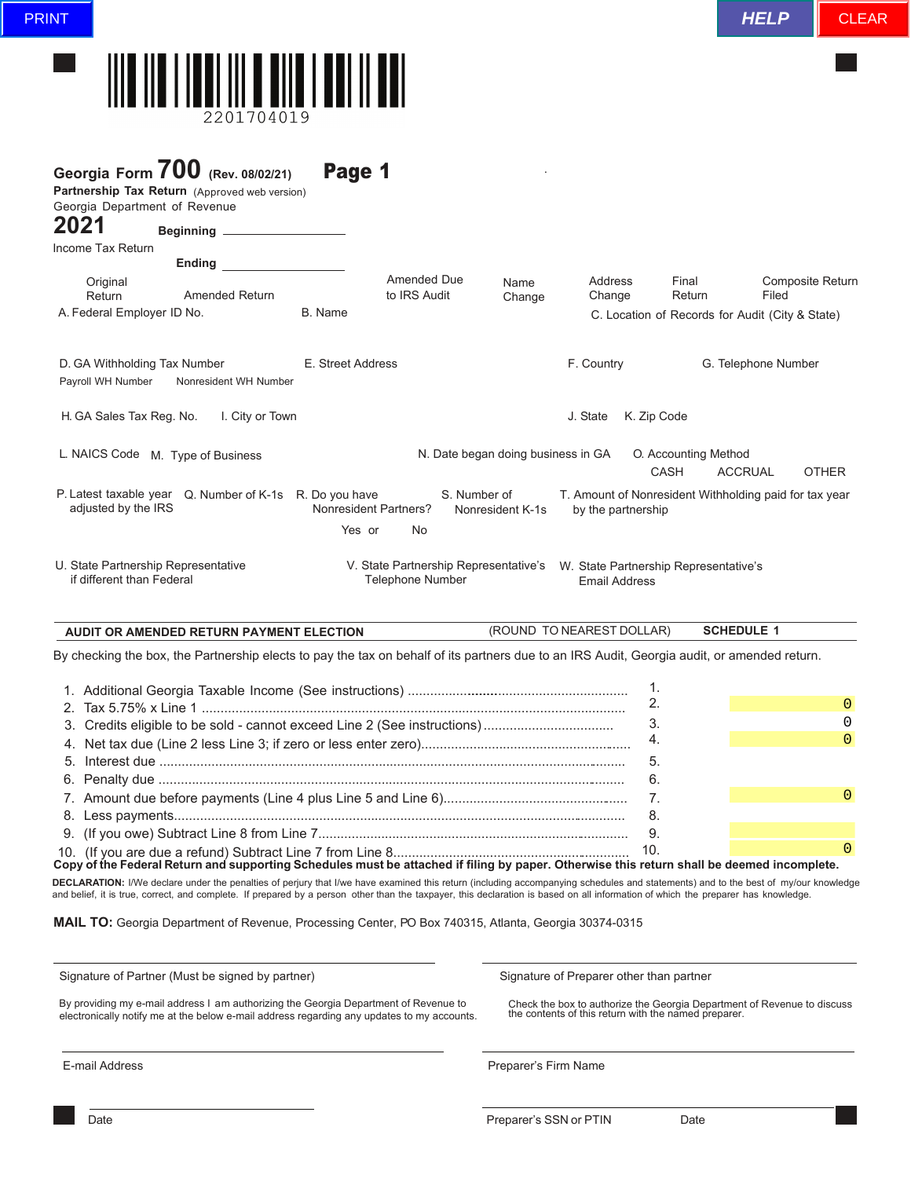PRINT HELP CLEAR

2201704019

# Georgia Form 700 (Rev. 08/02/21) Page 1

**Partnership Tax Return** (Approved web version)
Georgia Department of Revenue

**2021**
Income Tax Return

**Beginning** ____________

**Ending** ____________

Original Return | Amended Return | Amended Due to IRS Audit | Name Change | Address Change | Final Return | Composite Return Filed

A. Federal Employer ID No.

B. Name

C. Location of Records for Audit (City & State)

D. GA Withholding Tax Number
Payroll WH Number | Nonresident WH Number

E. Street Address

F. Country

G. Telephone Number

H. GA Sales Tax Reg. No.

I. City or Town

J. State

K. Zip Code

L. NAICS Code

M. Type of Business

N. Date began doing business in GA

O. Accounting Method
CASH | ACCRUAL | OTHER

P. Latest taxable year adjusted by the IRS

Q. Number of K-1s

R. Do you have Nonresident Partners?
Yes or No

S. Number of Nonresident K-1s

T. Amount of Nonresident Withholding paid for tax year by the partnership

U. State Partnership Representative if different than Federal

V. State Partnership Representative's Telephone Number

W. State Partnership Representative's Email Address

## AUDIT OR AMENDED RETURN PAYMENT ELECTION (ROUND TO NEAREST DOLLAR) SCHEDULE 1

By checking the box, the Partnership elects to pay the tax on behalf of its partners due to an IRS Audit, Georgia audit, or amended return.

| Line | Description | No. | Amount |
|---|---|---|---|
| 1. | Additional Georgia Taxable Income (See instructions) | 1. | |
| 2. | Tax 5.75% x Line 1 | 2. | 0 |
| 3. | Credits eligible to be sold - cannot exceed Line 2 (See instructions) | 3. | 0 |
| 4. | Net tax due (Line 2 less Line 3; if zero or less enter zero) | 4. | 0 |
| 5. | Interest due | 5. | |
| 6. | Penalty due | 6. | |
| 7. | Amount due before payments (Line 4 plus Line 5 and Line 6) | 7. | 0 |
| 8. | Less payments | 8. | |
| 9. | (If you owe) Subtract Line 8 from Line 7 | 9. | |
| 10. | (If you are due a refund) Subtract Line 7 from Line 8 | 10. | 0 |

**Copy of the Federal Return and supporting Schedules must be attached if filing by paper. Otherwise this return shall be deemed incomplete.**

**DECLARATION:** I/We declare under the penalties of perjury that I/we have examined this return (including accompanying schedules and statements) and to the best of my/our knowledge and belief, it is true, correct, and complete. If prepared by a person other than the taxpayer, this declaration is based on all information of which the preparer has knowledge.

**MAIL TO:** Georgia Department of Revenue, Processing Center, PO Box 740315, Atlanta, Georgia 30374-0315

Signature of Partner (Must be signed by partner)

By providing my e-mail address I am authorizing the Georgia Department of Revenue to electronically notify me at the below e-mail address regarding any updates to my accounts.

E-mail Address

Date

Signature of Preparer other than partner

Check the box to authorize the Georgia Department of Revenue to discuss the contents of this return with the named preparer.

Preparer's Firm Name

Preparer's SSN or PTIN | Date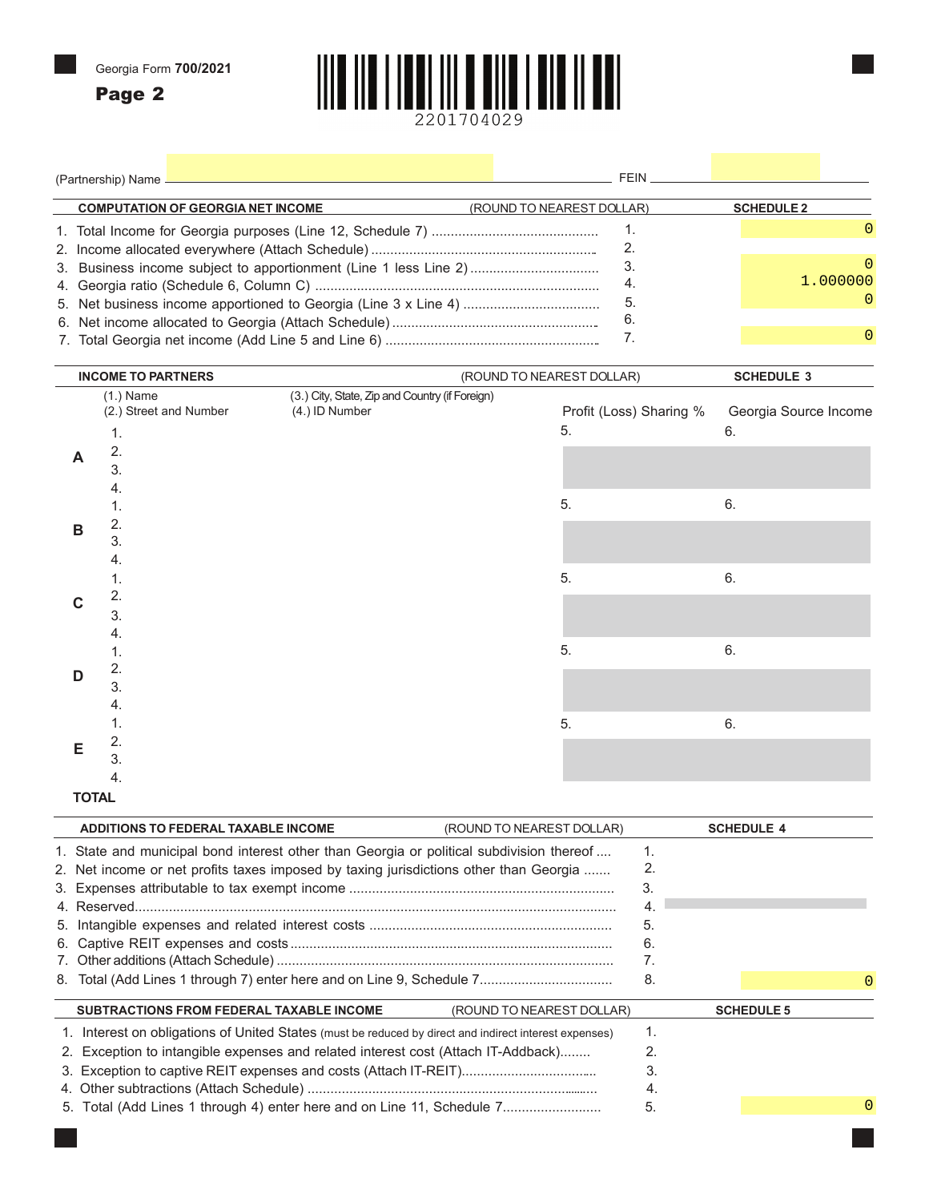Georgia Form **700/2021**

**Page 2**

2201704029

(Partnership) Name ______________________ FEIN ______________

| COMPUTATION OF GEORGIA NET INCOME | (ROUND TO NEAREST DOLLAR) | SCHEDULE 2 |
|---|---|---|
| 1. Total Income for Georgia purposes (Line 12, Schedule 7) | 1. | 0 |
| 2. Income allocated everywhere (Attach Schedule) | 2. | |
| 3. Business income subject to apportionment (Line 1 less Line 2) | 3. | 0 |
| 4. Georgia ratio (Schedule 6, Column C) | 4. | 1.000000 |
| 5. Net business income apportioned to Georgia (Line 3 x Line 4) | 5. | 0 |
| 6. Net income allocated to Georgia (Attach Schedule) | 6. | |
| 7. Total Georgia net income (Add Line 5 and Line 6) | 7. | 0 |

| INCOME TO PARTNERS | (1.) Name (2.) Street and Number | (3.) City, State, Zip and Country (if Foreign) (4.) ID Number | Profit (Loss) Sharing % | Georgia Source Income |
|---|---|---|---|---|
| A | 1. 2. 3. 4. | | 5. | 6. |
| B | 1. 2. 3. 4. | | 5. | 6. |
| C | 1. 2. 3. 4. | | 5. | 6. |
| D | 1. 2. 3. 4. | | 5. | 6. |
| E | 1. 2. 3. 4. | | 5. | 6. |
| TOTAL | | | | |

(ROUND TO NEAREST DOLLAR) — SCHEDULE 3

| ADDITIONS TO FEDERAL TAXABLE INCOME | (ROUND TO NEAREST DOLLAR) | SCHEDULE 4 |
|---|---|---|
| 1. State and municipal bond interest other than Georgia or political subdivision thereof | 1. | |
| 2. Net income or net profits taxes imposed by taxing jurisdictions other than Georgia | 2. | |
| 3. Expenses attributable to tax exempt income | 3. | |
| 4. Reserved | 4. | |
| 5. Intangible expenses and related interest costs | 5. | |
| 6. Captive REIT expenses and costs | 6. | |
| 7. Other additions (Attach Schedule) | 7. | |
| 8. Total (Add Lines 1 through 7) enter here and on Line 9, Schedule 7 | 8. | 0 |

| SUBTRACTIONS FROM FEDERAL TAXABLE INCOME | (ROUND TO NEAREST DOLLAR) | SCHEDULE 5 |
|---|---|---|
| 1. Interest on obligations of United States (must be reduced by direct and indirect interest expenses) | 1. | |
| 2. Exception to intangible expenses and related interest cost (Attach IT-Addback) | 2. | |
| 3. Exception to captive REIT expenses and costs (Attach IT-REIT) | 3. | |
| 4. Other subtractions (Attach Schedule) | 4. | |
| 5. Total (Add Lines 1 through 4) enter here and on Line 11, Schedule 7 | 5. | 0 |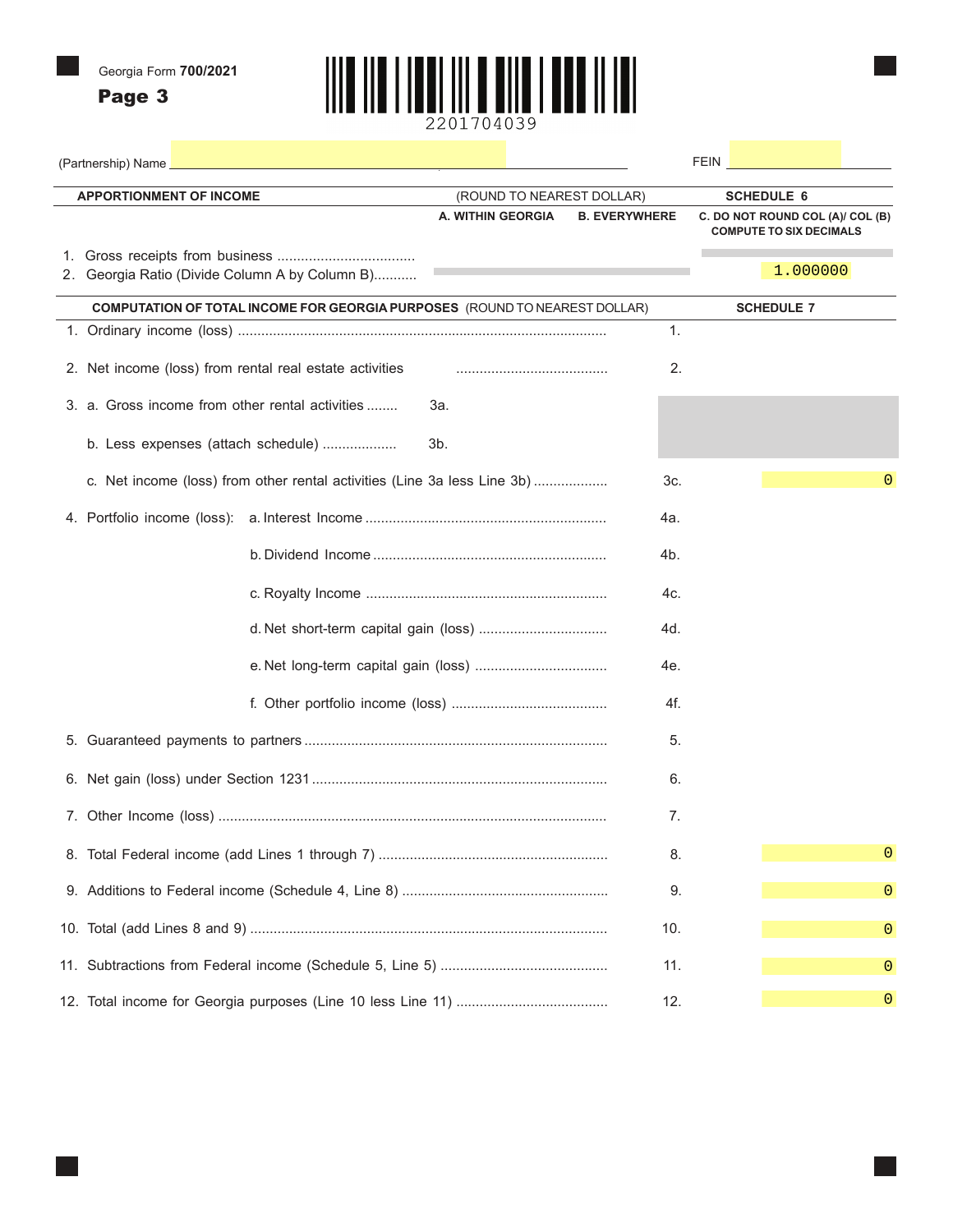Georgia Form **700/2021**

**Page 3**

2201704039

(Partnership) Name _______________ FEIN _______________

| APPORTIONMENT OF INCOME | (ROUND TO NEAREST DOLLAR) | | SCHEDULE 6 |
|---|---|---|---|
| | A. WITHIN GEORGIA | B. EVERYWHERE | C. DO NOT ROUND COL (A)/ COL (B) COMPUTE TO SIX DECIMALS |
| 1. Gross receipts from business | | | |
| 2. Georgia Ratio (Divide Column A by Column B) | | | 1.000000 |

| COMPUTATION OF TOTAL INCOME FOR GEORGIA PURPOSES (ROUND TO NEAREST DOLLAR) | | | SCHEDULE 7 |
|---|---|---|---|
| 1. Ordinary income (loss) | | 1. | |
| 2. Net income (loss) from rental real estate activities | | 2. | |
| 3. a. Gross income from other rental activities | 3a. | | |
| b. Less expenses (attach schedule) | 3b. | | |
| c. Net income (loss) from other rental activities (Line 3a less Line 3b) | | 3c. | 0 |
| 4. Portfolio income (loss): a. Interest Income | | 4a. | |
| b. Dividend Income | | 4b. | |
| c. Royalty Income | | 4c. | |
| d. Net short-term capital gain (loss) | | 4d. | |
| e. Net long-term capital gain (loss) | | 4e. | |
| f. Other portfolio income (loss) | | 4f. | |
| 5. Guaranteed payments to partners | | 5. | |
| 6. Net gain (loss) under Section 1231 | | 6. | |
| 7. Other Income (loss) | | 7. | |
| 8. Total Federal income (add Lines 1 through 7) | | 8. | 0 |
| 9. Additions to Federal income (Schedule 4, Line 8) | | 9. | 0 |
| 10. Total (add Lines 8 and 9) | | 10. | 0 |
| 11. Subtractions from Federal income (Schedule 5, Line 5) | | 11. | 0 |
| 12. Total income for Georgia purposes (Line 10 less Line 11) | | 12. | 0 |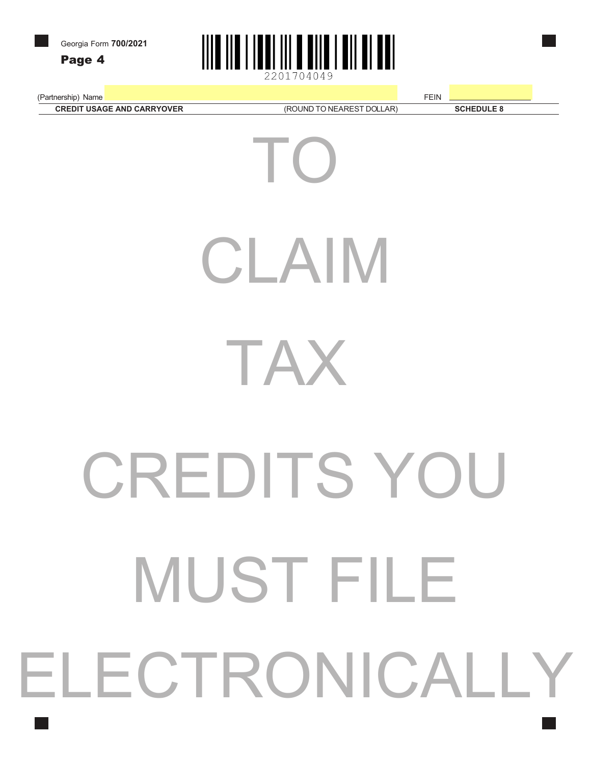Georgia Form **700/2021**

**Page 4**

2201704049

(Partnership) Name | FEIN

**CREDIT USAGE AND CARRYOVER** (ROUND TO NEAREST DOLLAR) **SCHEDULE 8**

# TO CLAIM TAX CREDITS YOU MUST FILE ELECTRONICALLY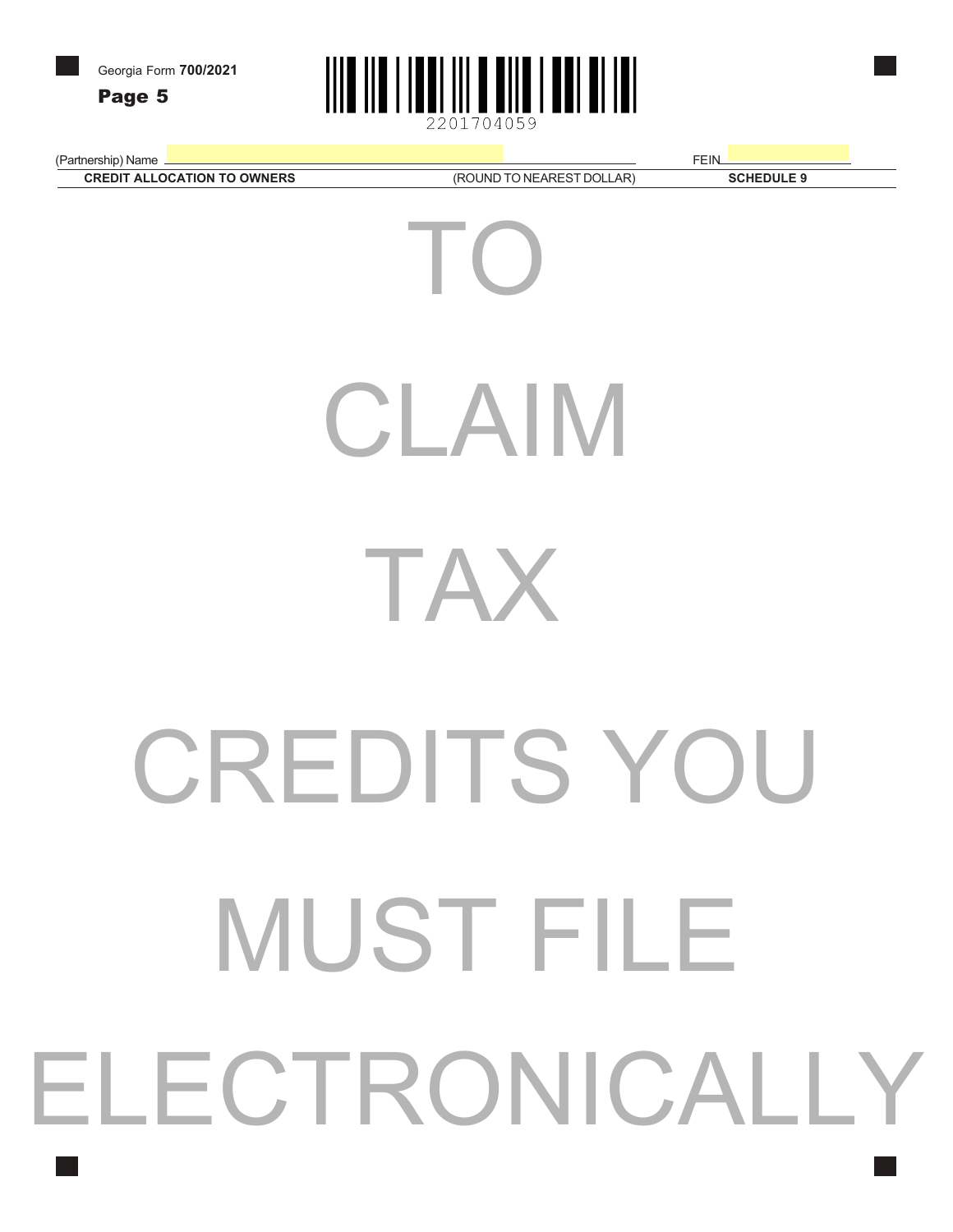Georgia Form **700/2021**

**Page 5**

2201704059

(Partnership) Name ______________________ FEIN ______________

**CREDIT ALLOCATION TO OWNERS** (ROUND TO NEAREST DOLLAR) **SCHEDULE 9**

# TO CLAIM TAX CREDITS YOU MUST FILE ELECTRONICALLY